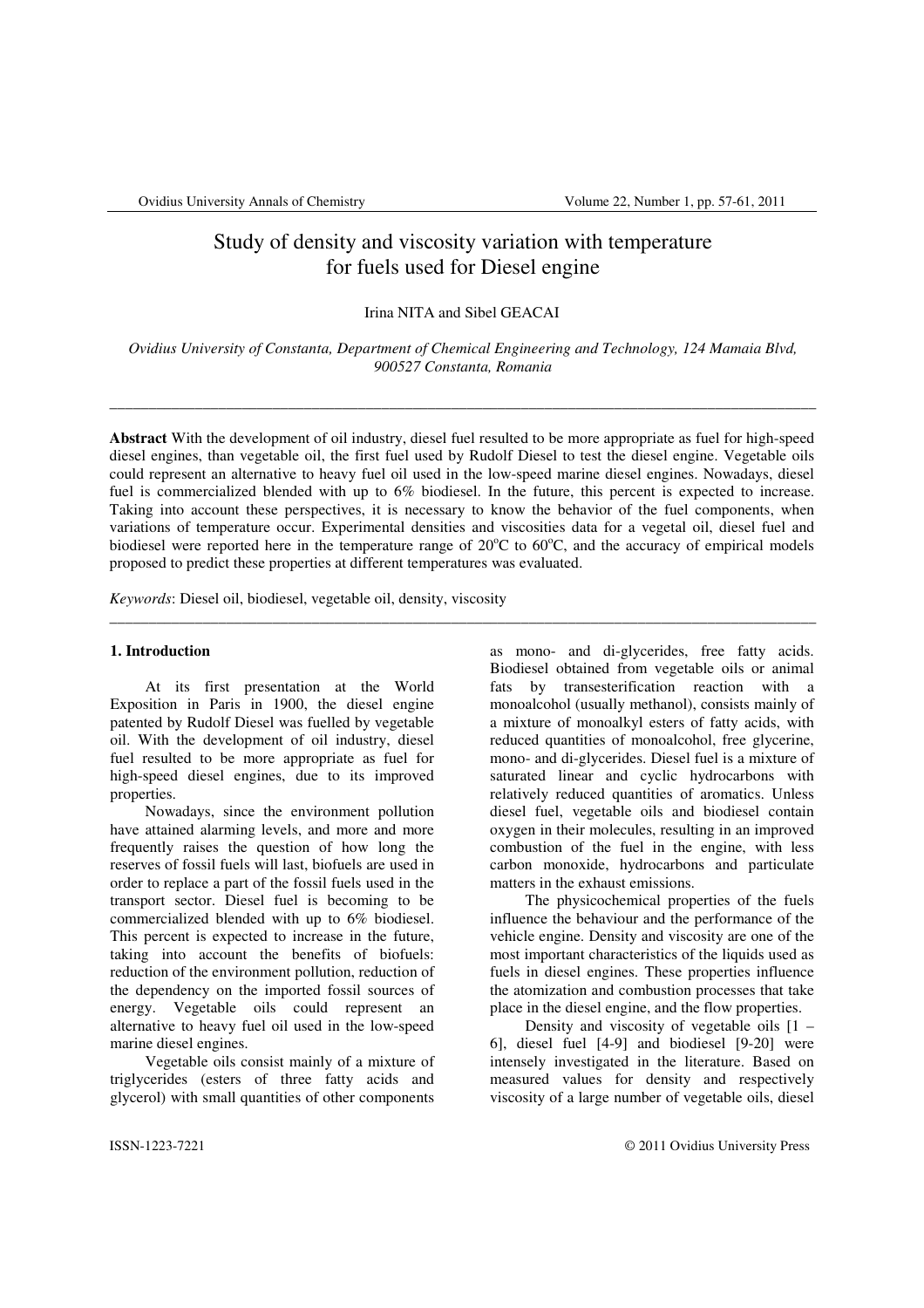# Study of density and viscosity variation with temperature for fuels used for Diesel engine

Irina NITA and Sibel GEACAI

*Ovidius University of Constanta, Department of Chemical Engineering and Technology, 124 Mamaia Blvd, 900527 Constanta, Romania*

---

**Abstract** With the development of oil industry, diesel fuel resulted to be more appropriate as fuel for high-speed diesel engines, than vegetable oil, the first fuel used by Rudolf Diesel to test the diesel engine. Vegetable oils could represent an alternative to heavy fuel oil used in the low-speed marine diesel engines. Nowadays, diesel fuel is commercialized blended with up to 6% biodiesel. In the future, this percent is expected to increase. Taking into account these perspectives, it is necessary to know the behavior of the fuel components, when variations of temperature occur. Experimental densities and viscosities data for a vegetal oil, diesel fuel and biodiesel were reported here in the temperature range of 20$^o$C to 60$^o$C, and the accuracy of empirical models proposed to predict these properties at different temperatures was evaluated.

*Keywords*: Diesel oil, biodiesel, vegetable oil, density, viscosity

---

## 1. Introduction

At its first presentation at the World Exposition in Paris in 1900, the diesel engine patented by Rudolf Diesel was fuelled by vegetable oil. With the development of oil industry, diesel fuel resulted to be more appropriate as fuel for high-speed diesel engines, due to its improved properties.

Nowadays, since the environment pollution have attained alarming levels, and more and more frequently raises the question of how long the reserves of fossil fuels will last, biofuels are used in order to replace a part of the fossil fuels used in the transport sector. Diesel fuel is becoming to be commercialized blended with up to 6% biodiesel. This percent is expected to increase in the future, taking into account the benefits of biofuels: reduction of the environment pollution, reduction of the dependency on the imported fossil sources of energy. Vegetable oils could represent an alternative to heavy fuel oil used in the low-speed marine diesel engines.

Vegetable oils consist mainly of a mixture of triglycerides (esters of three fatty acids and glycerol) with small quantities of other components as mono- and di-glycerides, free fatty acids. Biodiesel obtained from vegetable oils or animal fats by transesterification reaction with a monoalcohol (usually methanol), consists mainly of a mixture of monoalkyl esters of fatty acids, with reduced quantities of monoalcohol, free glycerine, mono- and di-glycerides. Diesel fuel is a mixture of saturated linear and cyclic hydrocarbons with relatively reduced quantities of aromatics. Unless diesel fuel, vegetable oils and biodiesel contain oxygen in their molecules, resulting in an improved combustion of the fuel in the engine, with less carbon monoxide, hydrocarbons and particulate matters in the exhaust emissions.

The physicochemical properties of the fuels influence the behaviour and the performance of the vehicle engine. Density and viscosity are one of the most important characteristics of the liquids used as fuels in diesel engines. These properties influence the atomization and combustion processes that take place in the diesel engine, and the flow properties.

Density and viscosity of vegetable oils [1 – 6], diesel fuel [4-9] and biodiesel [9-20] were intensely investigated in the literature. Based on measured values for density and respectively viscosity of a large number of vegetable oils, diesel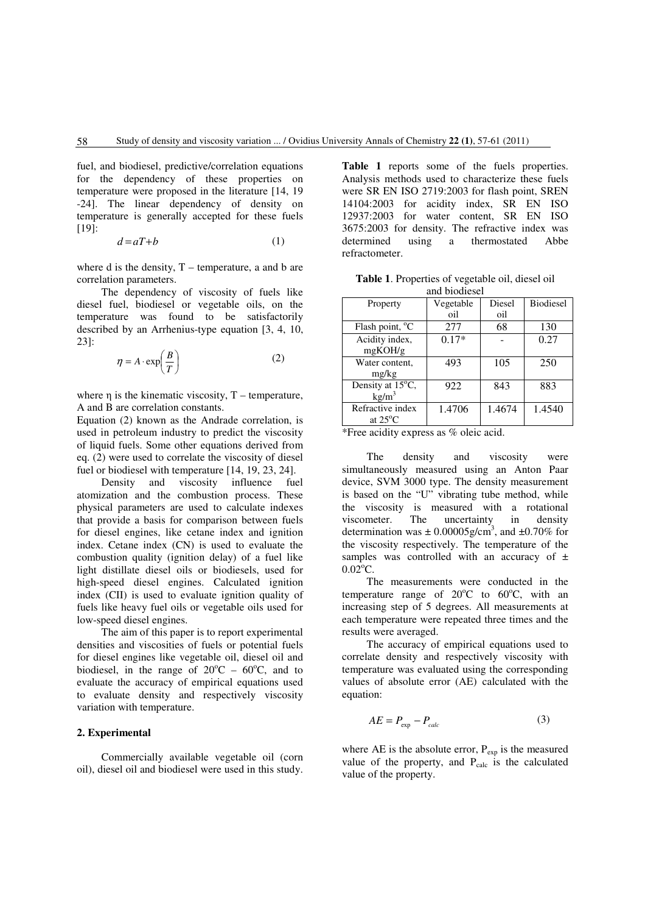fuel, and biodiesel, predictive/correlation equations for the dependency of these properties on temperature were proposed in the literature [14, 19 -24]. The linear dependency of density on temperature is generally accepted for these fuels [19]:

$$d = aT + b \tag{1}$$

where d is the density, T – temperature, a and b are correlation parameters.

The dependency of viscosity of fuels like diesel fuel, biodiesel or vegetable oils, on the temperature was found to be satisfactorily described by an Arrhenius-type equation [3, 4, 10, 23]:

$$\eta = A \cdot \exp\left(\frac{B}{T}\right) \tag{2}$$

where η is the kinematic viscosity, T – temperature, A and B are correlation constants.

Equation (2) known as the Andrade correlation, is used in petroleum industry to predict the viscosity of liquid fuels. Some other equations derived from eq. (2) were used to correlate the viscosity of diesel fuel or biodiesel with temperature [14, 19, 23, 24].

Density and viscosity influence fuel atomization and the combustion process. These physical parameters are used to calculate indexes that provide a basis for comparison between fuels for diesel engines, like cetane index and ignition index. Cetane index (CN) is used to evaluate the combustion quality (ignition delay) of a fuel like light distillate diesel oils or biodiesels, used for high-speed diesel engines. Calculated ignition index (CII) is used to evaluate ignition quality of fuels like heavy fuel oils or vegetable oils used for low-speed diesel engines.

The aim of this paper is to report experimental densities and viscosities of fuels or potential fuels for diesel engines like vegetable oil, diesel oil and biodiesel, in the range of 20°C – 60°C, and to evaluate the accuracy of empirical equations used to evaluate density and respectively viscosity variation with temperature.

## 2. Experimental

Commercially available vegetable oil (corn oil), diesel oil and biodiesel were used in this study.

**Table 1** reports some of the fuels properties. Analysis methods used to characterize these fuels were SR EN ISO 2719:2003 for flash point, SREN 14104:2003 for acidity index, SR EN ISO 12937:2003 for water content, SR EN ISO 3675:2003 for density. The refractive index was determined using a thermostated Abbe refractometer.

**Table 1**. Properties of vegetable oil, diesel oil and biodiesel

| Property | Vegetable oil | Diesel oil | Biodiesel |
|---|---|---|---|
| Flash point, °C | 277 | 68 | 130 |
| Acidity index, mgKOH/g | 0.17* | - | 0.27 |
| Water content, mg/kg | 493 | 105 | 250 |
| Density at 15°C, kg/m$^3$ | 922 | 843 | 883 |
| Refractive index at 25°C | 1.4706 | 1.4674 | 1.4540 |

*Free acidity express as % oleic acid.

The density and viscosity were simultaneously measured using an Anton Paar device, SVM 3000 type. The density measurement is based on the "U" vibrating tube method, while the viscosity is measured with a rotational viscometer. The uncertainty in density determination was ± 0.00005g/cm$^3$, and ±0.70% for the viscosity respectively. The temperature of the samples was controlled with an accuracy of ± 0.02°C.

The measurements were conducted in the temperature range of 20°C to 60°C, with an increasing step of 5 degrees. All measurements at each temperature were repeated three times and the results were averaged.

The accuracy of empirical equations used to correlate density and respectively viscosity with temperature was evaluated using the corresponding values of absolute error (AE) calculated with the equation:

$$AE = P_{exp} - P_{calc} \tag{3}$$

where AE is the absolute error, $P_{exp}$ is the measured value of the property, and $P_{calc}$ is the calculated value of the property.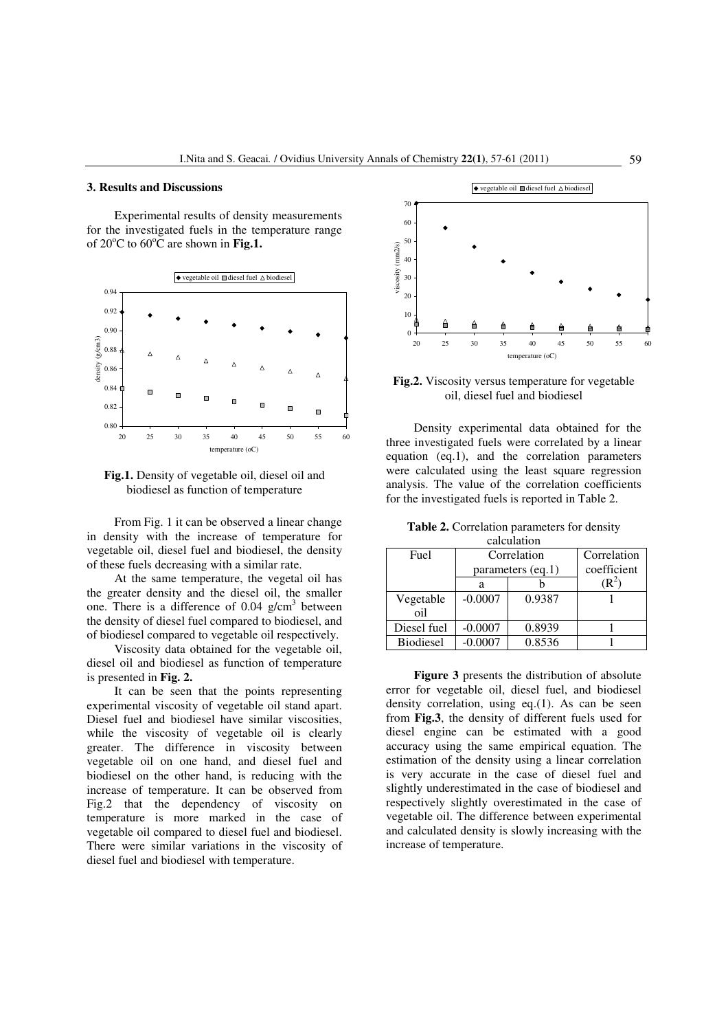## 3. Results and Discussions

Experimental results of density measurements for the investigated fuels in the temperature range of 20°C to 60°C are shown in **Fig.1.**

**Fig.1.** Density of vegetable oil, diesel oil and biodiesel as function of temperature

From Fig. 1 it can be observed a linear change in density with the increase of temperature for vegetable oil, diesel fuel and biodiesel, the density of these fuels decreasing with a similar rate.

At the same temperature, the vegetal oil has the greater density and the diesel oil, the smaller one. There is a difference of 0.04 g/cm$^3$ between the density of diesel fuel compared to biodiesel, and of biodiesel compared to vegetable oil respectively.

Viscosity data obtained for the vegetable oil, diesel oil and biodiesel as function of temperature is presented in **Fig. 2.**

It can be seen that the points representing experimental viscosity of vegetable oil stand apart. Diesel fuel and biodiesel have similar viscosities, while the viscosity of vegetable oil is clearly greater. The difference in viscosity between vegetable oil on one hand, and diesel fuel and biodiesel on the other hand, is reducing with the increase of temperature. It can be observed from Fig.2 that the dependency of viscosity on temperature is more marked in the case of vegetable oil compared to diesel fuel and biodiesel. There were similar variations in the viscosity of diesel fuel and biodiesel with temperature.

**Fig.2.** Viscosity versus temperature for vegetable oil, diesel fuel and biodiesel

Density experimental data obtained for the three investigated fuels were correlated by a linear equation (eq.1), and the correlation parameters were calculated using the least square regression analysis. The value of the correlation coefficients for the investigated fuels is reported in Table 2.

**Table 2.** Correlation parameters for density calculation

| Fuel | Correlation parameters (eq.1) | | Correlation coefficient |
|---|---|---|---|
| | a | b | ($R^2$) |
| Vegetable oil | -0.0007 | 0.9387 | 1 |
| Diesel fuel | -0.0007 | 0.8939 | 1 |
| Biodiesel | -0.0007 | 0.8536 | 1 |

**Figure 3** presents the distribution of absolute error for vegetable oil, diesel fuel, and biodiesel density correlation, using eq.(1). As can be seen from **Fig.3**, the density of different fuels used for diesel engine can be estimated with a good accuracy using the same empirical equation. The estimation of the density using a linear correlation is very accurate in the case of diesel fuel and slightly underestimated in the case of biodiesel and respectively slightly overestimated in the case of vegetable oil. The difference between experimental and calculated density is slowly increasing with the increase of temperature.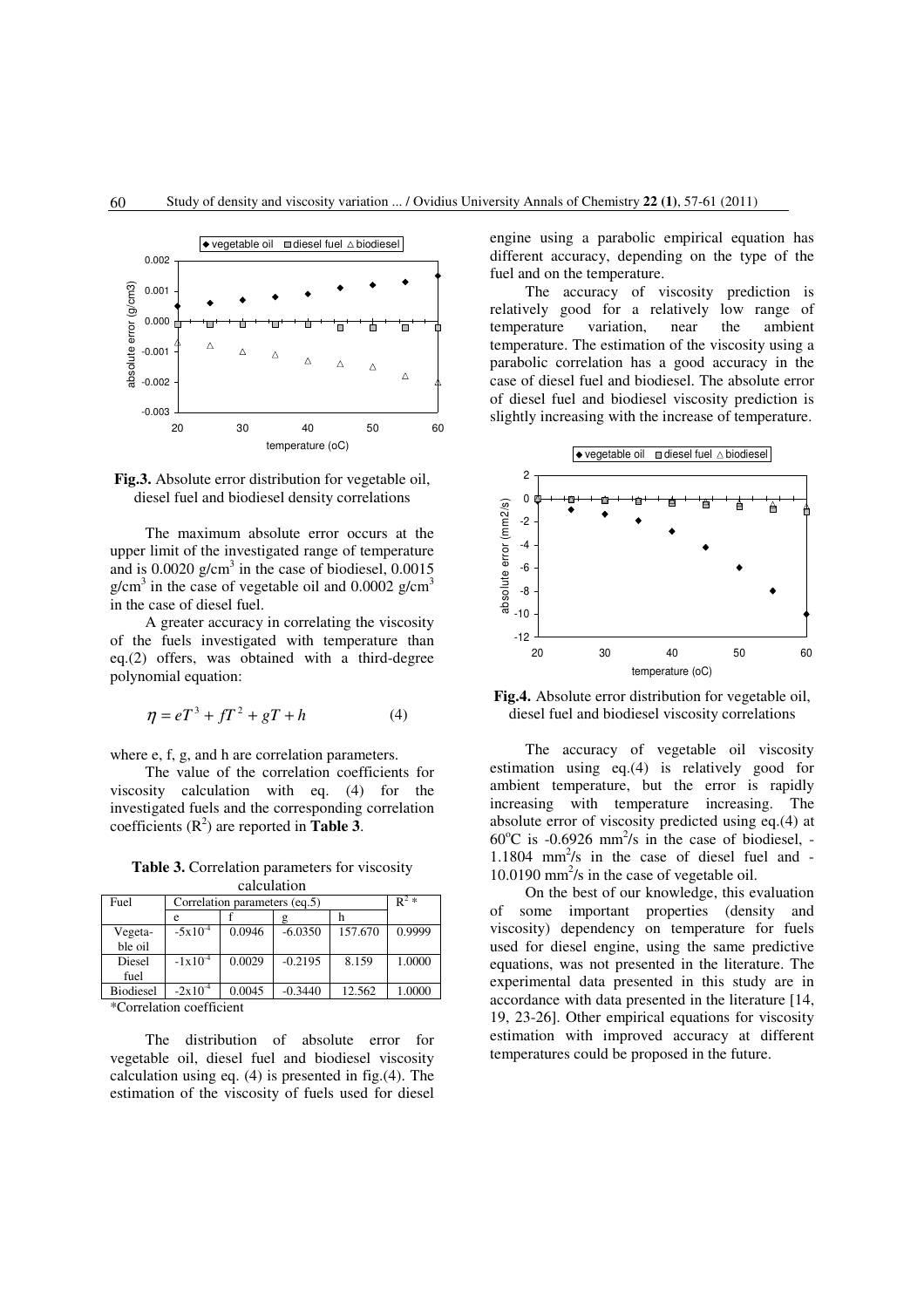**Fig.3.** Absolute error distribution for vegetable oil, diesel fuel and biodiesel density correlations

The maximum absolute error occurs at the upper limit of the investigated range of temperature and is 0.0020 g/cm$^3$ in the case of biodiesel, 0.0015 g/cm$^3$ in the case of vegetable oil and 0.0002 g/cm$^3$ in the case of diesel fuel.

A greater accuracy in correlating the viscosity of the fuels investigated with temperature than eq.(2) offers, was obtained with a third-degree polynomial equation:

$$\eta = eT^3 + fT^2 + gT + h \qquad (4)$$

where e, f, g, and h are correlation parameters.

The value of the correlation coefficients for viscosity calculation with eq. (4) for the investigated fuels and the corresponding correlation coefficients ($R^2$) are reported in **Table 3**.

**Table 3.** Correlation parameters for viscosity calculation

| Fuel | Correlation parameters (eq.5) | | | | $R^2$ * |
|---|---|---|---|---|---|
| | e | f | g | h | |
| Vegetable oil | $-5\times10^{-4}$ | 0.0946 | -6.0350 | 157.670 | 0.9999 |
| Diesel fuel | $-1\times10^{-4}$ | 0.0029 | -0.2195 | 8.159 | 1.0000 |
| Biodiesel | $-2\times10^{-4}$ | 0.0045 | -0.3440 | 12.562 | 1.0000 |

*Correlation coefficient

The distribution of absolute error for vegetable oil, diesel fuel and biodiesel viscosity calculation using eq. (4) is presented in fig.(4). The estimation of the viscosity of fuels used for diesel engine using a parabolic empirical equation has different accuracy, depending on the type of the fuel and on the temperature.

The accuracy of viscosity prediction is relatively good for a relatively low range of temperature variation, near the ambient temperature. The estimation of the viscosity using a parabolic correlation has a good accuracy in the case of diesel fuel and biodiesel. The absolute error of diesel fuel and biodiesel viscosity prediction is slightly increasing with the increase of temperature.

**Fig.4.** Absolute error distribution for vegetable oil, diesel fuel and biodiesel viscosity correlations

The accuracy of vegetable oil viscosity estimation using eq.(4) is relatively good for ambient temperature, but the error is rapidly increasing with temperature increasing. The absolute error of viscosity predicted using eq.(4) at 60$^o$C is -0.6926 mm$^2$/s in the case of biodiesel, -1.1804 mm$^2$/s in the case of diesel fuel and -10.0190 mm$^2$/s in the case of vegetable oil.

On the best of our knowledge, this evaluation of some important properties (density and viscosity) dependency on temperature for fuels used for diesel engine, using the same predictive equations, was not presented in the literature. The experimental data presented in this study are in accordance with data presented in the literature [14, 19, 23-26]. Other empirical equations for viscosity estimation with improved accuracy at different temperatures could be proposed in the future.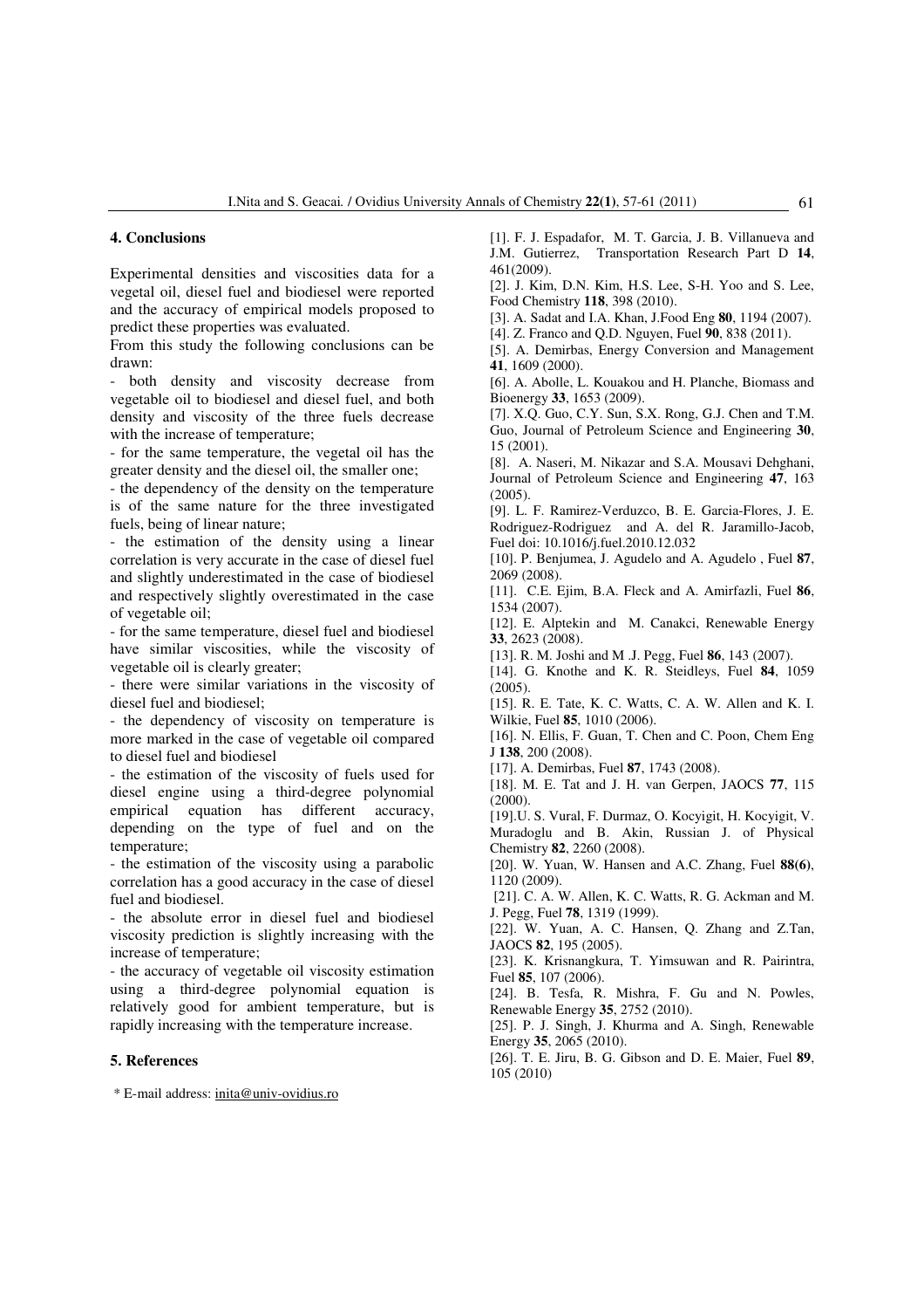## 4. Conclusions

Experimental densities and viscosities data for a vegetal oil, diesel fuel and biodiesel were reported and the accuracy of empirical models proposed to predict these properties was evaluated.

From this study the following conclusions can be drawn:

- both density and viscosity decrease from vegetable oil to biodiesel and diesel fuel, and both density and viscosity of the three fuels decrease with the increase of temperature;
- for the same temperature, the vegetal oil has the greater density and the diesel oil, the smaller one;
- the dependency of the density on the temperature is of the same nature for the three investigated fuels, being of linear nature;
- the estimation of the density using a linear correlation is very accurate in the case of diesel fuel and slightly underestimated in the case of biodiesel and respectively slightly overestimated in the case of vegetable oil;
- for the same temperature, diesel fuel and biodiesel have similar viscosities, while the viscosity of vegetable oil is clearly greater;
- there were similar variations in the viscosity of diesel fuel and biodiesel;
- the dependency of viscosity on temperature is more marked in the case of vegetable oil compared to diesel fuel and biodiesel
- the estimation of the viscosity of fuels used for diesel engine using a third-degree polynomial empirical equation has different accuracy, depending on the type of fuel and on the temperature;
- the estimation of the viscosity using a parabolic correlation has a good accuracy in the case of diesel fuel and biodiesel.
- the absolute error in diesel fuel and biodiesel viscosity prediction is slightly increasing with the increase of temperature;
- the accuracy of vegetable oil viscosity estimation using a third-degree polynomial equation is relatively good for ambient temperature, but is rapidly increasing with the temperature increase.

## 5. References

\* E-mail address: inita@univ-ovidius.ro

[1]. F. J. Espadafor, M. T. Garcia, J. B. Villanueva and J.M. Gutierrez, Transportation Research Part D **14**, 461(2009).

[2]. J. Kim, D.N. Kim, H.S. Lee, S-H. Yoo and S. Lee, Food Chemistry **118**, 398 (2010).

[3]. A. Sadat and I.A. Khan, J.Food Eng **80**, 1194 (2007).

[4]. Z. Franco and Q.D. Nguyen, Fuel **90**, 838 (2011).

[5]. A. Demirbas, Energy Conversion and Management **41**, 1609 (2000).

[6]. A. Abolle, L. Kouakou and H. Planche, Biomass and Bioenergy **33**, 1653 (2009).

[7]. X.Q. Guo, C.Y. Sun, S.X. Rong, G.J. Chen and T.M. Guo, Journal of Petroleum Science and Engineering **30**, 15 (2001).

[8]. A. Naseri, M. Nikazar and S.A. Mousavi Dehghani, Journal of Petroleum Science and Engineering **47**, 163 (2005).

[9]. L. F. Ramirez-Verduzco, B. E. Garcia-Flores, J. E. Rodriguez-Rodriguez and A. del R. Jaramillo-Jacob, Fuel doi: 10.1016/j.fuel.2010.12.032

[10]. P. Benjumea, J. Agudelo and A. Agudelo , Fuel **87**, 2069 (2008).

[11]. C.E. Ejim, B.A. Fleck and A. Amirfazli, Fuel **86**, 1534 (2007).

[12]. E. Alptekin and M. Canakci, Renewable Energy **33**, 2623 (2008).

[13]. R. M. Joshi and M .J. Pegg, Fuel **86**, 143 (2007).

[14]. G. Knothe and K. R. Steidleys, Fuel **84**, 1059 (2005).

[15]. R. E. Tate, K. C. Watts, C. A. W. Allen and K. I. Wilkie, Fuel **85**, 1010 (2006).

[16]. N. Ellis, F. Guan, T. Chen and C. Poon, Chem Eng J **138**, 200 (2008).

[17]. A. Demirbas, Fuel **87**, 1743 (2008).

[18]. M. E. Tat and J. H. van Gerpen, JAOCS **77**, 115 (2000).

[19].U. S. Vural, F. Durmaz, O. Kocyigit, H. Kocyigit, V. Muradoglu and B. Akin, Russian J. of Physical Chemistry **82**, 2260 (2008).

[20]. W. Yuan, W. Hansen and A.C. Zhang, Fuel **88(6)**, 1120 (2009).

[21]. C. A. W. Allen, K. C. Watts, R. G. Ackman and M. J. Pegg, Fuel **78**, 1319 (1999).

[22]. W. Yuan, A. C. Hansen, Q. Zhang and Z.Tan, JAOCS **82**, 195 (2005).

[23]. K. Krisnangkura, T. Yimsuwan and R. Pairintra, Fuel **85**, 107 (2006).

[24]. B. Tesfa, R. Mishra, F. Gu and N. Powles, Renewable Energy **35**, 2752 (2010).

[25]. P. J. Singh, J. Khurma and A. Singh, Renewable Energy **35**, 2065 (2010).

[26]. T. E. Jiru, B. G. Gibson and D. E. Maier, Fuel **89**, 105 (2010)